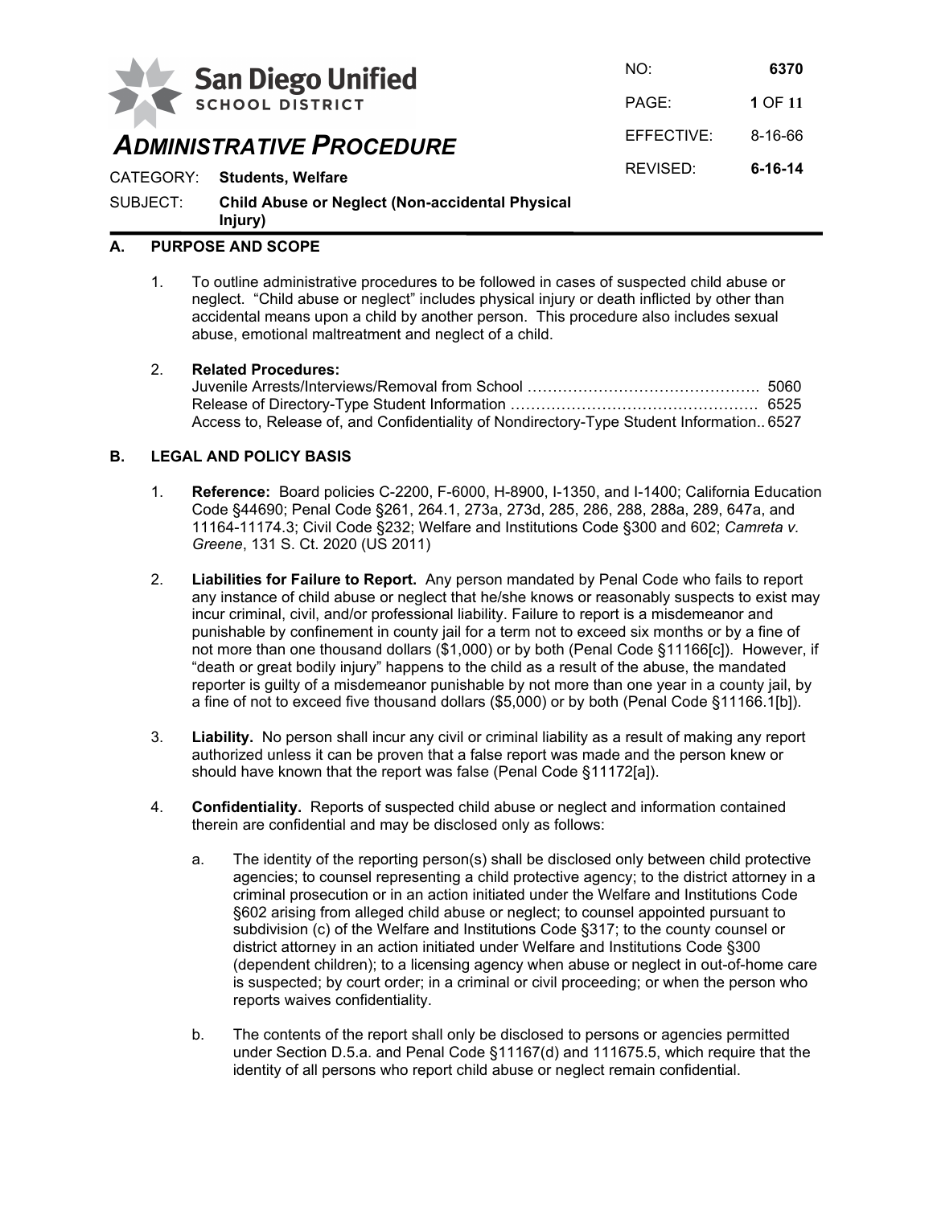**San Diego Unified SCHOOL DISTRICT**

# ADMINISTRATIVE PROCEDURE

| | |
|---|---|
| NO: | **6370** |
| EFFECTIVE: | 8-16-66 |
| REVISED: | **6-16-14** |

CATEGORY: **Students, Welfare**

SUBJECT: **Child Abuse or Neglect (Non-accidental Physical Injury)**

## A. PURPOSE AND SCOPE

1. To outline administrative procedures to be followed in cases of suspected child abuse or neglect. "Child abuse or neglect" includes physical injury or death inflicted by other than accidental means upon a child by another person. This procedure also includes sexual abuse, emotional maltreatment and neglect of a child.

2. **Related Procedures:**
   Juvenile Arrests/Interviews/Removal from School ………………………………………. 5060
   Release of Directory-Type Student Information …………………………………………. 6525
   Access to, Release of, and Confidentiality of Nondirectory-Type Student Information.. 6527

## B. LEGAL AND POLICY BASIS

1. **Reference:** Board policies C-2200, F-6000, H-8900, I-1350, and I-1400; California Education Code §44690; Penal Code §261, 264.1, 273a, 273d, 285, 286, 288, 288a, 289, 647a, and 11164-11174.3; Civil Code §232; Welfare and Institutions Code §300 and 602; *Camreta v. Greene*, 131 S. Ct. 2020 (US 2011)

2. **Liabilities for Failure to Report.** Any person mandated by Penal Code who fails to report any instance of child abuse or neglect that he/she knows or reasonably suspects to exist may incur criminal, civil, and/or professional liability. Failure to report is a misdemeanor and punishable by confinement in county jail for a term not to exceed six months or by a fine of not more than one thousand dollars ($1,000) or by both (Penal Code §11166[c]). However, if "death or great bodily injury" happens to the child as a result of the abuse, the mandated reporter is guilty of a misdemeanor punishable by not more than one year in a county jail, by a fine of not to exceed five thousand dollars ($5,000) or by both (Penal Code §11166.1[b]).

3. **Liability.** No person shall incur any civil or criminal liability as a result of making any report authorized unless it can be proven that a false report was made and the person knew or should have known that the report was false (Penal Code §11172[a]).

4. **Confidentiality.** Reports of suspected child abuse or neglect and information contained therein are confidential and may be disclosed only as follows:

   a. The identity of the reporting person(s) shall be disclosed only between child protective agencies; to counsel representing a child protective agency; to the district attorney in a criminal prosecution or in an action initiated under the Welfare and Institutions Code §602 arising from alleged child abuse or neglect; to counsel appointed pursuant to subdivision (c) of the Welfare and Institutions Code §317; to the county counsel or district attorney in an action initiated under Welfare and Institutions Code §300 (dependent children); to a licensing agency when abuse or neglect in out-of-home care is suspected; by court order; in a criminal or civil proceeding; or when the person who reports waives confidentiality.

   b. The contents of the report shall only be disclosed to persons or agencies permitted under Section D.5.a. and Penal Code §11167(d) and 111675.5, which require that the identity of all persons who report child abuse or neglect remain confidential.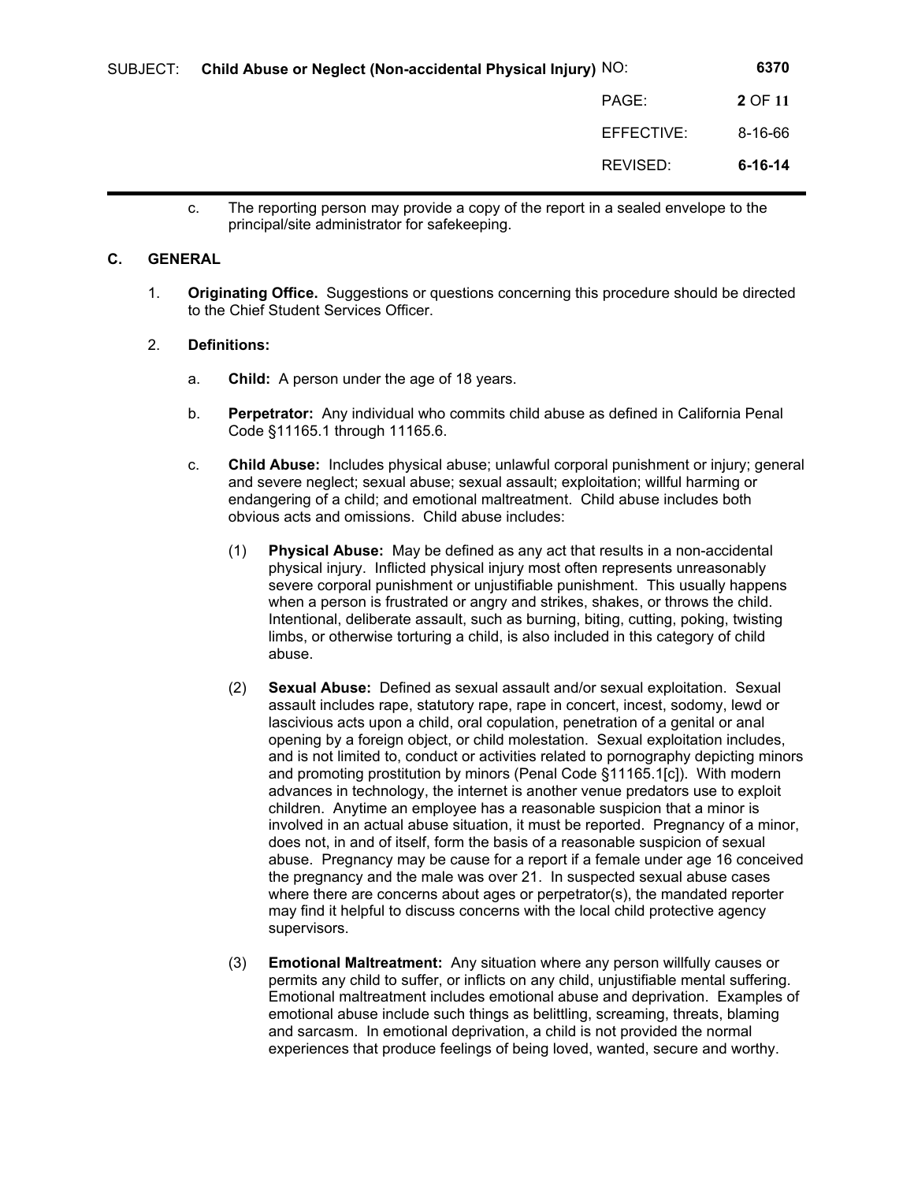c. The reporting person may provide a copy of the report in a sealed envelope to the principal/site administrator for safekeeping.

## C. GENERAL

1. **Originating Office.** Suggestions or questions concerning this procedure should be directed to the Chief Student Services Officer.

2. **Definitions:**

   a. **Child:** A person under the age of 18 years.

   b. **Perpetrator:** Any individual who commits child abuse as defined in California Penal Code §11165.1 through 11165.6.

   c. **Child Abuse:** Includes physical abuse; unlawful corporal punishment or injury; general and severe neglect; sexual abuse; sexual assault; exploitation; willful harming or endangering of a child; and emotional maltreatment. Child abuse includes both obvious acts and omissions. Child abuse includes:

      (1) **Physical Abuse:** May be defined as any act that results in a non-accidental physical injury. Inflicted physical injury most often represents unreasonably severe corporal punishment or unjustifiable punishment. This usually happens when a person is frustrated or angry and strikes, shakes, or throws the child. Intentional, deliberate assault, such as burning, biting, cutting, poking, twisting limbs, or otherwise torturing a child, is also included in this category of child abuse.

      (2) **Sexual Abuse:** Defined as sexual assault and/or sexual exploitation. Sexual assault includes rape, statutory rape, rape in concert, incest, sodomy, lewd or lascivious acts upon a child, oral copulation, penetration of a genital or anal opening by a foreign object, or child molestation. Sexual exploitation includes, and is not limited to, conduct or activities related to pornography depicting minors and promoting prostitution by minors (Penal Code §11165.1[c]). With modern advances in technology, the internet is another venue predators use to exploit children. Anytime an employee has a reasonable suspicion that a minor is involved in an actual abuse situation, it must be reported. Pregnancy of a minor, does not, in and of itself, form the basis of a reasonable suspicion of sexual abuse. Pregnancy may be cause for a report if a female under age 16 conceived the pregnancy and the male was over 21. In suspected sexual abuse cases where there are concerns about ages or perpetrator(s), the mandated reporter may find it helpful to discuss concerns with the local child protective agency supervisors.

      (3) **Emotional Maltreatment:** Any situation where any person willfully causes or permits any child to suffer, or inflicts on any child, unjustifiable mental suffering. Emotional maltreatment includes emotional abuse and deprivation. Examples of emotional abuse include such things as belittling, screaming, threats, blaming and sarcasm. In emotional deprivation, a child is not provided the normal experiences that produce feelings of being loved, wanted, secure and worthy.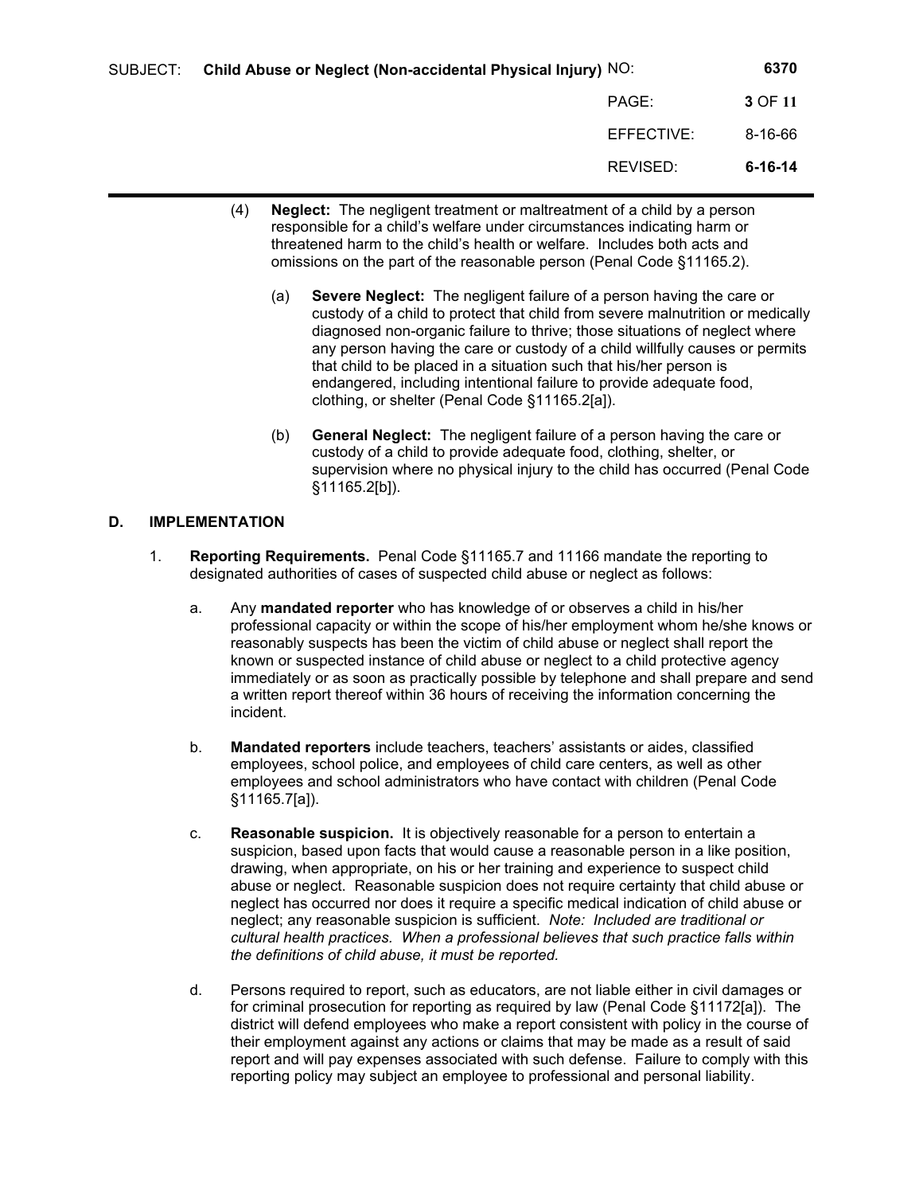(4) **Neglect:** The negligent treatment or maltreatment of a child by a person responsible for a child's welfare under circumstances indicating harm or threatened harm to the child's health or welfare. Includes both acts and omissions on the part of the reasonable person (Penal Code §11165.2).

(a) **Severe Neglect:** The negligent failure of a person having the care or custody of a child to protect that child from severe malnutrition or medically diagnosed non-organic failure to thrive; those situations of neglect where any person having the care or custody of a child willfully causes or permits that child to be placed in a situation such that his/her person is endangered, including intentional failure to provide adequate food, clothing, or shelter (Penal Code §11165.2[a]).

(b) **General Neglect:** The negligent failure of a person having the care or custody of a child to provide adequate food, clothing, shelter, or supervision where no physical injury to the child has occurred (Penal Code §11165.2[b]).

## D. IMPLEMENTATION

1. **Reporting Requirements.** Penal Code §11165.7 and 11166 mandate the reporting to designated authorities of cases of suspected child abuse or neglect as follows:

   a. Any **mandated reporter** who has knowledge of or observes a child in his/her professional capacity or within the scope of his/her employment whom he/she knows or reasonably suspects has been the victim of child abuse or neglect shall report the known or suspected instance of child abuse or neglect to a child protective agency immediately or as soon as practically possible by telephone and shall prepare and send a written report thereof within 36 hours of receiving the information concerning the incident.

   b. **Mandated reporters** include teachers, teachers' assistants or aides, classified employees, school police, and employees of child care centers, as well as other employees and school administrators who have contact with children (Penal Code §11165.7[a]).

   c. **Reasonable suspicion.** It is objectively reasonable for a person to entertain a suspicion, based upon facts that would cause a reasonable person in a like position, drawing, when appropriate, on his or her training and experience to suspect child abuse or neglect. Reasonable suspicion does not require certainty that child abuse or neglect has occurred nor does it require a specific medical indication of child abuse or neglect; any reasonable suspicion is sufficient. *Note: Included are traditional or cultural health practices. When a professional believes that such practice falls within the definitions of child abuse, it must be reported.*

   d. Persons required to report, such as educators, are not liable either in civil damages or for criminal prosecution for reporting as required by law (Penal Code §11172[a]). The district will defend employees who make a report consistent with policy in the course of their employment against any actions or claims that may be made as a result of said report and will pay expenses associated with such defense. Failure to comply with this reporting policy may subject an employee to professional and personal liability.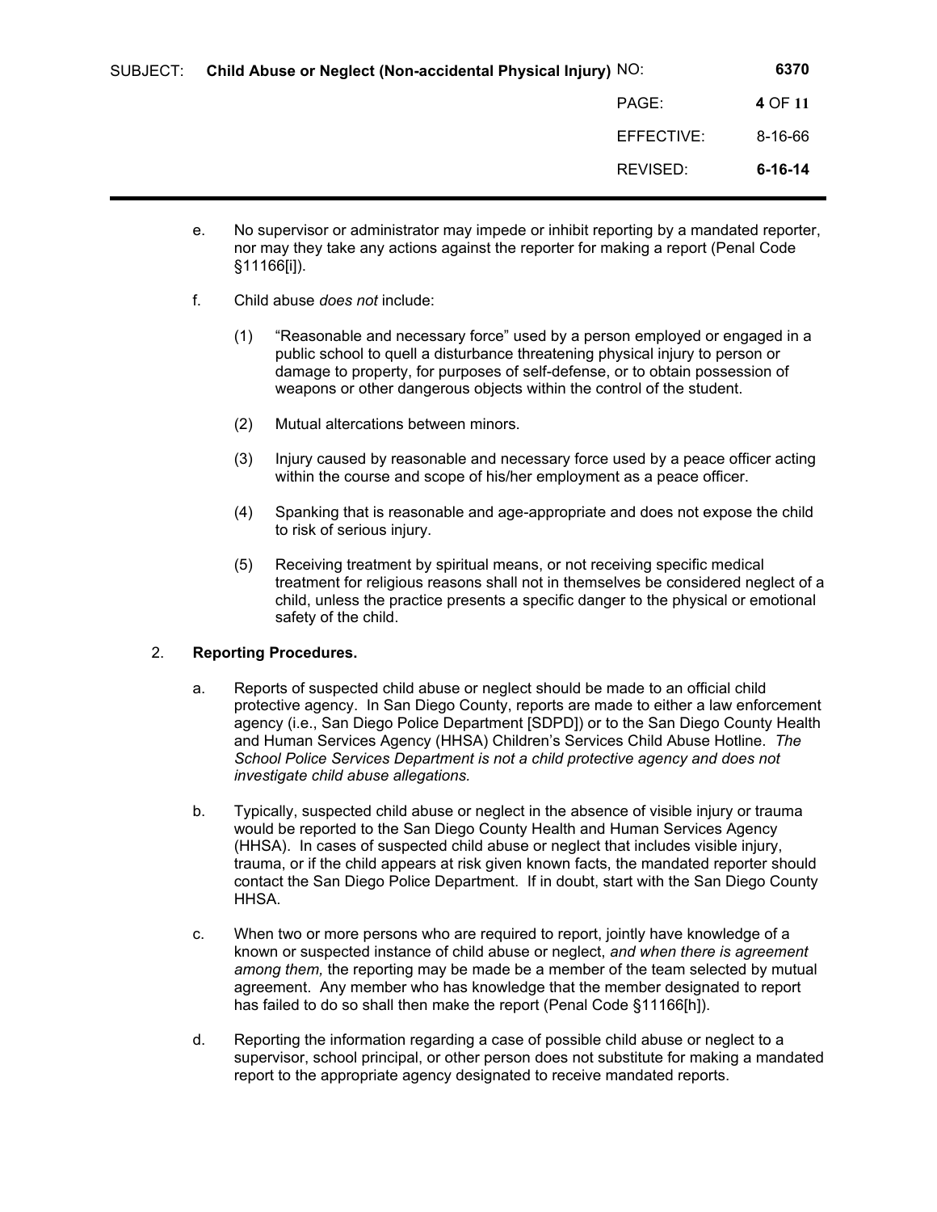e. No supervisor or administrator may impede or inhibit reporting by a mandated reporter, nor may they take any actions against the reporter for making a report (Penal Code §11166[i]).

f. Child abuse *does not* include:

   (1) "Reasonable and necessary force" used by a person employed or engaged in a public school to quell a disturbance threatening physical injury to person or damage to property, for purposes of self-defense, or to obtain possession of weapons or other dangerous objects within the control of the student.

   (2) Mutual altercations between minors.

   (3) Injury caused by reasonable and necessary force used by a peace officer acting within the course and scope of his/her employment as a peace officer.

   (4) Spanking that is reasonable and age-appropriate and does not expose the child to risk of serious injury.

   (5) Receiving treatment by spiritual means, or not receiving specific medical treatment for religious reasons shall not in themselves be considered neglect of a child, unless the practice presents a specific danger to the physical or emotional safety of the child.

2. **Reporting Procedures.**

   a. Reports of suspected child abuse or neglect should be made to an official child protective agency. In San Diego County, reports are made to either a law enforcement agency (i.e., San Diego Police Department [SDPD]) or to the San Diego County Health and Human Services Agency (HHSA) Children's Services Child Abuse Hotline. *The School Police Services Department is not a child protective agency and does not investigate child abuse allegations.*

   b. Typically, suspected child abuse or neglect in the absence of visible injury or trauma would be reported to the San Diego County Health and Human Services Agency (HHSA). In cases of suspected child abuse or neglect that includes visible injury, trauma, or if the child appears at risk given known facts, the mandated reporter should contact the San Diego Police Department. If in doubt, start with the San Diego County HHSA.

   c. When two or more persons who are required to report, jointly have knowledge of a known or suspected instance of child abuse or neglect, *and when there is agreement among them,* the reporting may be made be a member of the team selected by mutual agreement. Any member who has knowledge that the member designated to report has failed to do so shall then make the report (Penal Code §11166[h]).

   d. Reporting the information regarding a case of possible child abuse or neglect to a supervisor, school principal, or other person does not substitute for making a mandated report to the appropriate agency designated to receive mandated reports.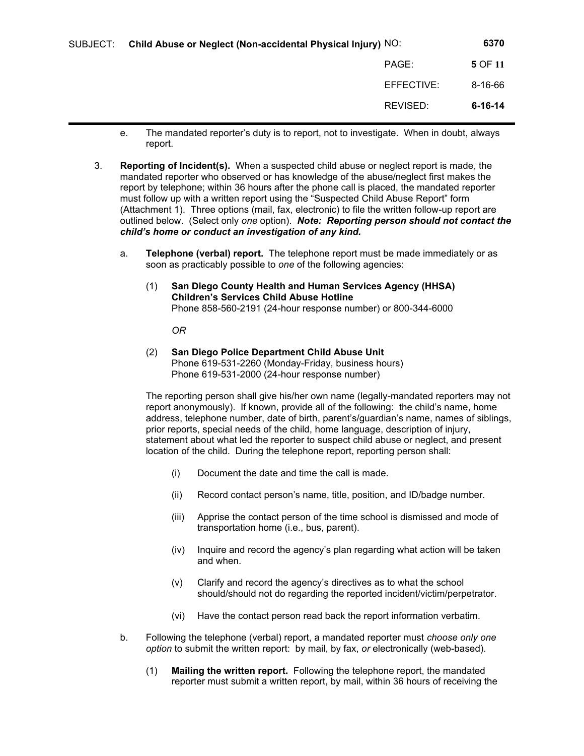e. The mandated reporter's duty is to report, not to investigate. When in doubt, always report.

3. **Reporting of Incident(s).** When a suspected child abuse or neglect report is made, the mandated reporter who observed or has knowledge of the abuse/neglect first makes the report by telephone; within 36 hours after the phone call is placed, the mandated reporter must follow up with a written report using the "Suspected Child Abuse Report" form (Attachment 1). Three options (mail, fax, electronic) to file the written follow-up report are outlined below. (Select only *one* option). ***Note: Reporting person should not contact the child's home or conduct an investigation of any kind.***

   a. **Telephone (verbal) report.** The telephone report must be made immediately or as soon as practicably possible to *one* of the following agencies:

      (1) **San Diego County Health and Human Services Agency (HHSA) Children's Services Child Abuse Hotline**
      Phone 858-560-2191 (24-hour response number) or 800-344-6000

      *OR*

      (2) **San Diego Police Department Child Abuse Unit**
      Phone 619-531-2260 (Monday-Friday, business hours)
      Phone 619-531-2000 (24-hour response number)

      The reporting person shall give his/her own name (legally-mandated reporters may not report anonymously). If known, provide all of the following: the child's name, home address, telephone number, date of birth, parent's/guardian's name, names of siblings, prior reports, special needs of the child, home language, description of injury, statement about what led the reporter to suspect child abuse or neglect, and present location of the child. During the telephone report, reporting person shall:

      (i) Document the date and time the call is made.

      (ii) Record contact person's name, title, position, and ID/badge number.

      (iii) Apprise the contact person of the time school is dismissed and mode of transportation home (i.e., bus, parent).

      (iv) Inquire and record the agency's plan regarding what action will be taken and when.

      (v) Clarify and record the agency's directives as to what the school should/should not do regarding the reported incident/victim/perpetrator.

      (vi) Have the contact person read back the report information verbatim.

   b. Following the telephone (verbal) report, a mandated reporter must *choose only one option* to submit the written report: by mail, by fax, *or* electronically (web-based).

      (1) **Mailing the written report.** Following the telephone report, the mandated reporter must submit a written report, by mail, within 36 hours of receiving the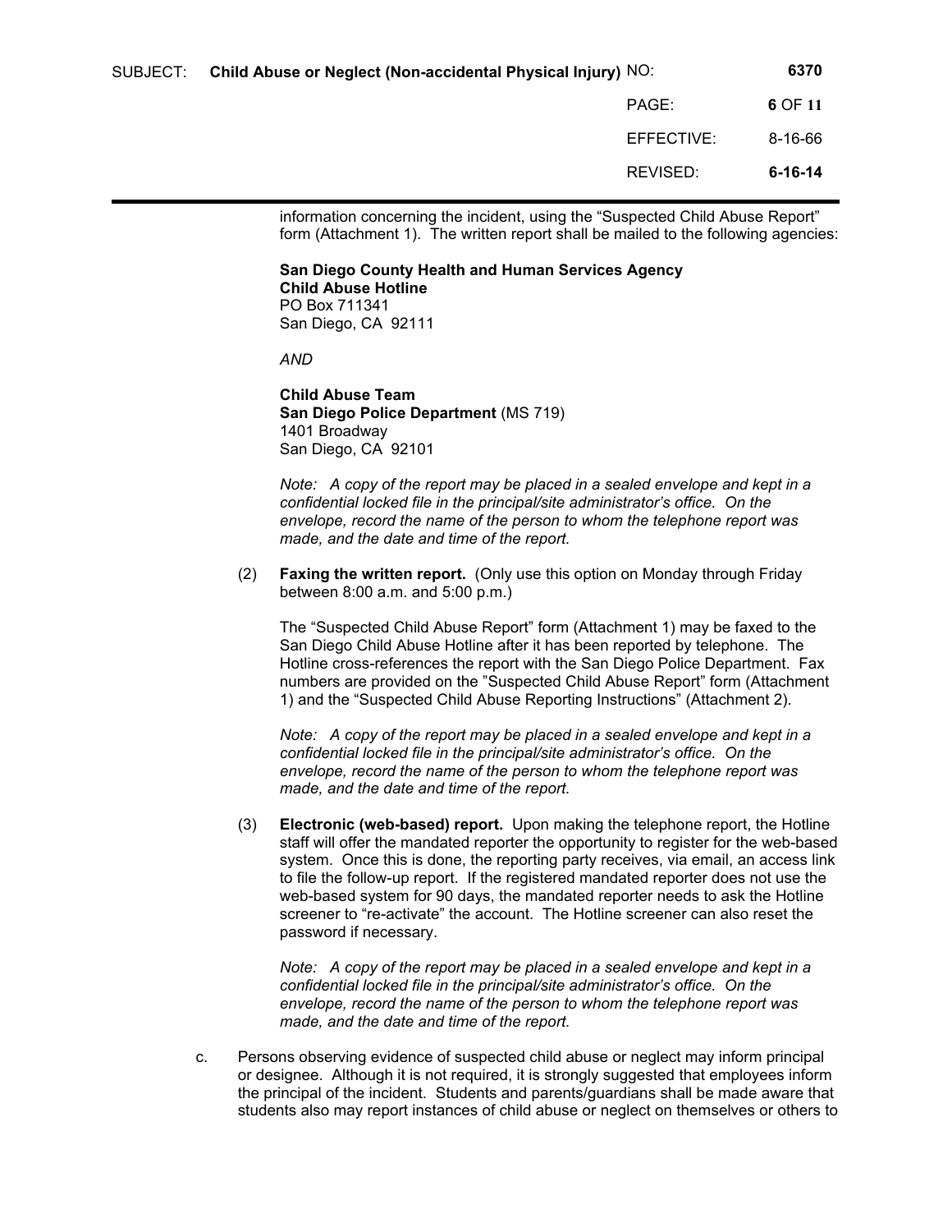information concerning the incident, using the "Suspected Child Abuse Report" form (Attachment 1). The written report shall be mailed to the following agencies:

**San Diego County Health and Human Services Agency**
**Child Abuse Hotline**
PO Box 711341
San Diego, CA 92111

*AND*

**Child Abuse Team**
**San Diego Police Department** (MS 719)
1401 Broadway
San Diego, CA 92101

*Note: A copy of the report may be placed in a sealed envelope and kept in a confidential locked file in the principal/site administrator's office. On the envelope, record the name of the person to whom the telephone report was made, and the date and time of the report.*

(2) **Faxing the written report.** (Only use this option on Monday through Friday between 8:00 a.m. and 5:00 p.m.)

The "Suspected Child Abuse Report" form (Attachment 1) may be faxed to the San Diego Child Abuse Hotline after it has been reported by telephone. The Hotline cross-references the report with the San Diego Police Department. Fax numbers are provided on the "Suspected Child Abuse Report" form (Attachment 1) and the "Suspected Child Abuse Reporting Instructions" (Attachment 2).

*Note: A copy of the report may be placed in a sealed envelope and kept in a confidential locked file in the principal/site administrator's office. On the envelope, record the name of the person to whom the telephone report was made, and the date and time of the report.*

(3) **Electronic (web-based) report.** Upon making the telephone report, the Hotline staff will offer the mandated reporter the opportunity to register for the web-based system. Once this is done, the reporting party receives, via email, an access link to file the follow-up report. If the registered mandated reporter does not use the web-based system for 90 days, the mandated reporter needs to ask the Hotline screener to "re-activate" the account. The Hotline screener can also reset the password if necessary.

*Note: A copy of the report may be placed in a sealed envelope and kept in a confidential locked file in the principal/site administrator's office. On the envelope, record the name of the person to whom the telephone report was made, and the date and time of the report.*

c. Persons observing evidence of suspected child abuse or neglect may inform principal or designee. Although it is not required, it is strongly suggested that employees inform the principal of the incident. Students and parents/guardians shall be made aware that students also may report instances of child abuse or neglect on themselves or others to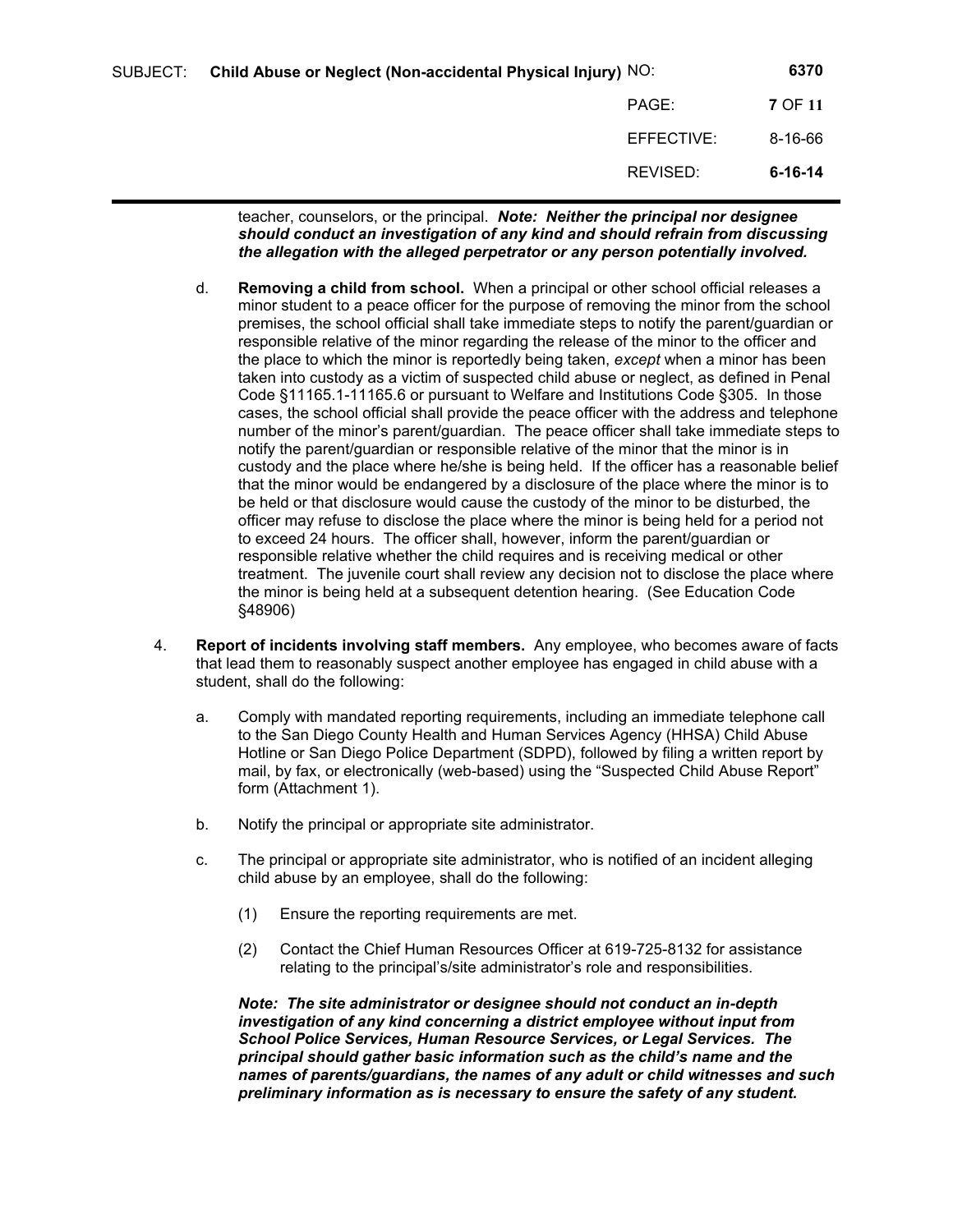teacher, counselors, or the principal. ***Note: Neither the principal nor designee should conduct an investigation of any kind and should refrain from discussing the allegation with the alleged perpetrator or any person potentially involved.***

d. **Removing a child from school.** When a principal or other school official releases a minor student to a peace officer for the purpose of removing the minor from the school premises, the school official shall take immediate steps to notify the parent/guardian or responsible relative of the minor regarding the release of the minor to the officer and the place to which the minor is reportedly being taken, *except* when a minor has been taken into custody as a victim of suspected child abuse or neglect, as defined in Penal Code §11165.1-11165.6 or pursuant to Welfare and Institutions Code §305. In those cases, the school official shall provide the peace officer with the address and telephone number of the minor's parent/guardian. The peace officer shall take immediate steps to notify the parent/guardian or responsible relative of the minor that the minor is in custody and the place where he/she is being held. If the officer has a reasonable belief that the minor would be endangered by a disclosure of the place where the minor is to be held or that disclosure would cause the custody of the minor to be disturbed, the officer may refuse to disclose the place where the minor is being held for a period not to exceed 24 hours. The officer shall, however, inform the parent/guardian or responsible relative whether the child requires and is receiving medical or other treatment. The juvenile court shall review any decision not to disclose the place where the minor is being held at a subsequent detention hearing. (See Education Code §48906)

4. **Report of incidents involving staff members.** Any employee, who becomes aware of facts that lead them to reasonably suspect another employee has engaged in child abuse with a student, shall do the following:

   a. Comply with mandated reporting requirements, including an immediate telephone call to the San Diego County Health and Human Services Agency (HHSA) Child Abuse Hotline or San Diego Police Department (SDPD), followed by filing a written report by mail, by fax, or electronically (web-based) using the "Suspected Child Abuse Report" form (Attachment 1).

   b. Notify the principal or appropriate site administrator.

   c. The principal or appropriate site administrator, who is notified of an incident alleging child abuse by an employee, shall do the following:

      (1) Ensure the reporting requirements are met.

      (2) Contact the Chief Human Resources Officer at 619-725-8132 for assistance relating to the principal's/site administrator's role and responsibilities.

   ***Note: The site administrator or designee should not conduct an in-depth investigation of any kind concerning a district employee without input from School Police Services, Human Resource Services, or Legal Services. The principal should gather basic information such as the child's name and the names of parents/guardians, the names of any adult or child witnesses and such preliminary information as is necessary to ensure the safety of any student.***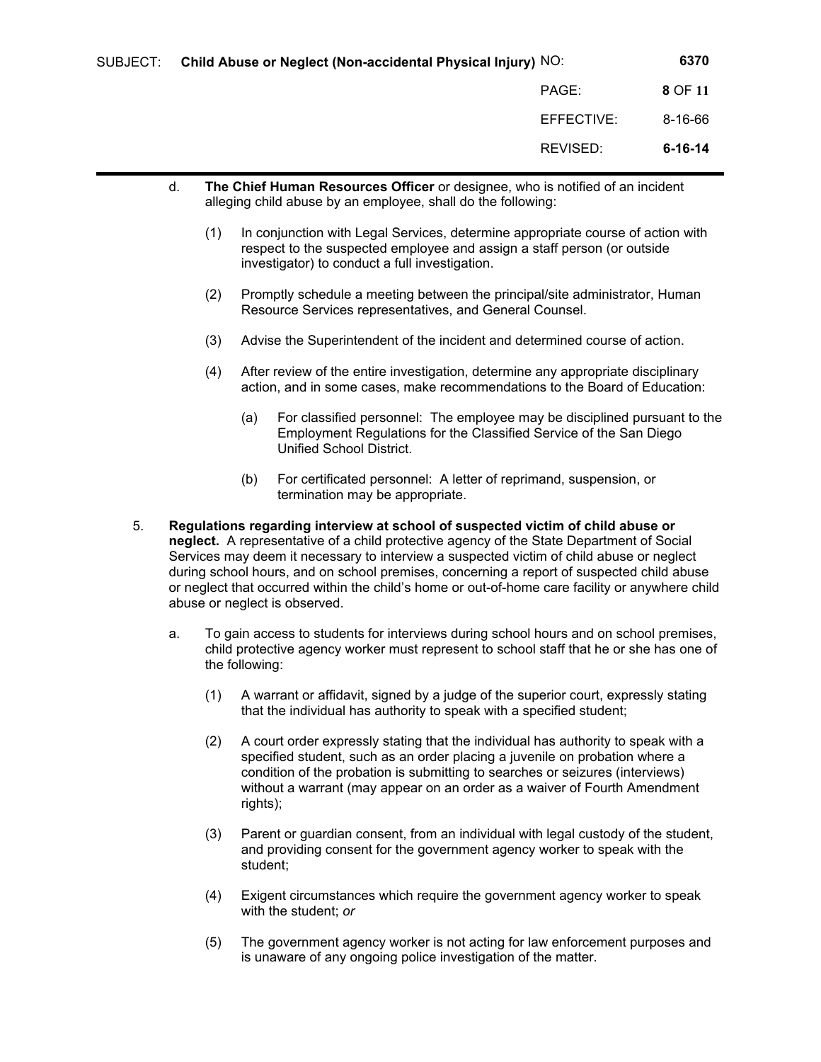d. **The Chief Human Resources Officer** or designee, who is notified of an incident alleging child abuse by an employee, shall do the following:

   (1) In conjunction with Legal Services, determine appropriate course of action with respect to the suspected employee and assign a staff person (or outside investigator) to conduct a full investigation.

   (2) Promptly schedule a meeting between the principal/site administrator, Human Resource Services representatives, and General Counsel.

   (3) Advise the Superintendent of the incident and determined course of action.

   (4) After review of the entire investigation, determine any appropriate disciplinary action, and in some cases, make recommendations to the Board of Education:

      (a) For classified personnel: The employee may be disciplined pursuant to the Employment Regulations for the Classified Service of the San Diego Unified School District.

      (b) For certificated personnel: A letter of reprimand, suspension, or termination may be appropriate.

5. **Regulations regarding interview at school of suspected victim of child abuse or neglect.** A representative of a child protective agency of the State Department of Social Services may deem it necessary to interview a suspected victim of child abuse or neglect during school hours, and on school premises, concerning a report of suspected child abuse or neglect that occurred within the child's home or out-of-home care facility or anywhere child abuse or neglect is observed.

   a. To gain access to students for interviews during school hours and on school premises, child protective agency worker must represent to school staff that he or she has one of the following:

      (1) A warrant or affidavit, signed by a judge of the superior court, expressly stating that the individual has authority to speak with a specified student;

      (2) A court order expressly stating that the individual has authority to speak with a specified student, such as an order placing a juvenile on probation where a condition of the probation is submitting to searches or seizures (interviews) without a warrant (may appear on an order as a waiver of Fourth Amendment rights);

      (3) Parent or guardian consent, from an individual with legal custody of the student, and providing consent for the government agency worker to speak with the student;

      (4) Exigent circumstances which require the government agency worker to speak with the student; *or*

      (5) The government agency worker is not acting for law enforcement purposes and is unaware of any ongoing police investigation of the matter.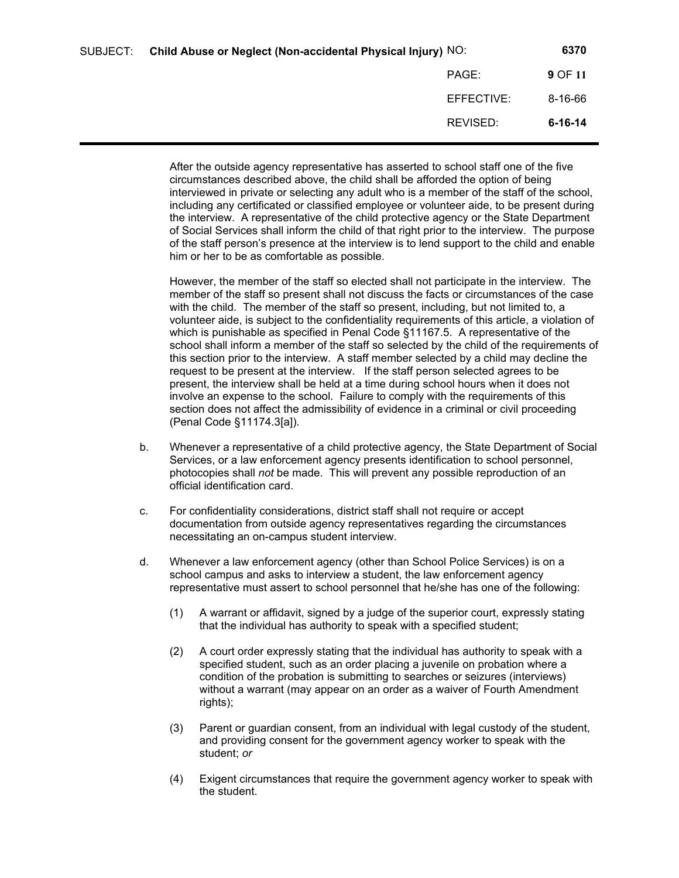After the outside agency representative has asserted to school staff one of the five circumstances described above, the child shall be afforded the option of being interviewed in private or selecting any adult who is a member of the staff of the school, including any certificated or classified employee or volunteer aide, to be present during the interview. A representative of the child protective agency or the State Department of Social Services shall inform the child of that right prior to the interview. The purpose of the staff person's presence at the interview is to lend support to the child and enable him or her to be as comfortable as possible.

However, the member of the staff so elected shall not participate in the interview. The member of the staff so present shall not discuss the facts or circumstances of the case with the child. The member of the staff so present, including, but not limited to, a volunteer aide, is subject to the confidentiality requirements of this article, a violation of which is punishable as specified in Penal Code §11167.5. A representative of the school shall inform a member of the staff so selected by the child of the requirements of this section prior to the interview. A staff member selected by a child may decline the request to be present at the interview. If the staff person selected agrees to be present, the interview shall be held at a time during school hours when it does not involve an expense to the school. Failure to comply with the requirements of this section does not affect the admissibility of evidence in a criminal or civil proceeding (Penal Code §11174.3[a]).

b. Whenever a representative of a child protective agency, the State Department of Social Services, or a law enforcement agency presents identification to school personnel, photocopies shall *not* be made. This will prevent any possible reproduction of an official identification card.

c. For confidentiality considerations, district staff shall not require or accept documentation from outside agency representatives regarding the circumstances necessitating an on-campus student interview.

d. Whenever a law enforcement agency (other than School Police Services) is on a school campus and asks to interview a student, the law enforcement agency representative must assert to school personnel that he/she has one of the following:

   (1) A warrant or affidavit, signed by a judge of the superior court, expressly stating that the individual has authority to speak with a specified student;

   (2) A court order expressly stating that the individual has authority to speak with a specified student, such as an order placing a juvenile on probation where a condition of the probation is submitting to searches or seizures (interviews) without a warrant (may appear on an order as a waiver of Fourth Amendment rights);

   (3) Parent or guardian consent, from an individual with legal custody of the student, and providing consent for the government agency worker to speak with the student; *or*

   (4) Exigent circumstances that require the government agency worker to speak with the student.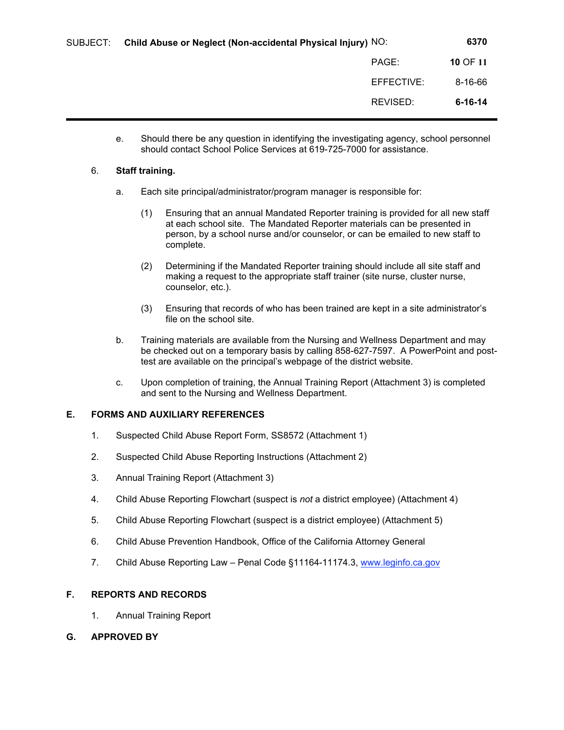e. Should there be any question in identifying the investigating agency, school personnel should contact School Police Services at 619-725-7000 for assistance.

6. **Staff training.**

   a. Each site principal/administrator/program manager is responsible for:

      (1) Ensuring that an annual Mandated Reporter training is provided for all new staff at each school site. The Mandated Reporter materials can be presented in person, by a school nurse and/or counselor, or can be emailed to new staff to complete.

      (2) Determining if the Mandated Reporter training should include all site staff and making a request to the appropriate staff trainer (site nurse, cluster nurse, counselor, etc.).

      (3) Ensuring that records of who has been trained are kept in a site administrator's file on the school site.

   b. Training materials are available from the Nursing and Wellness Department and may be checked out on a temporary basis by calling 858-627-7597. A PowerPoint and post-test are available on the principal's webpage of the district website.

   c. Upon completion of training, the Annual Training Report (Attachment 3) is completed and sent to the Nursing and Wellness Department.

## E. FORMS AND AUXILIARY REFERENCES

1. Suspected Child Abuse Report Form, SS8572 (Attachment 1)
2. Suspected Child Abuse Reporting Instructions (Attachment 2)
3. Annual Training Report (Attachment 3)
4. Child Abuse Reporting Flowchart (suspect is *not* a district employee) (Attachment 4)
5. Child Abuse Reporting Flowchart (suspect is a district employee) (Attachment 5)
6. Child Abuse Prevention Handbook, Office of the California Attorney General
7. Child Abuse Reporting Law – Penal Code §11164-11174.3, www.leginfo.ca.gov

## F. REPORTS AND RECORDS

1. Annual Training Report

## G. APPROVED BY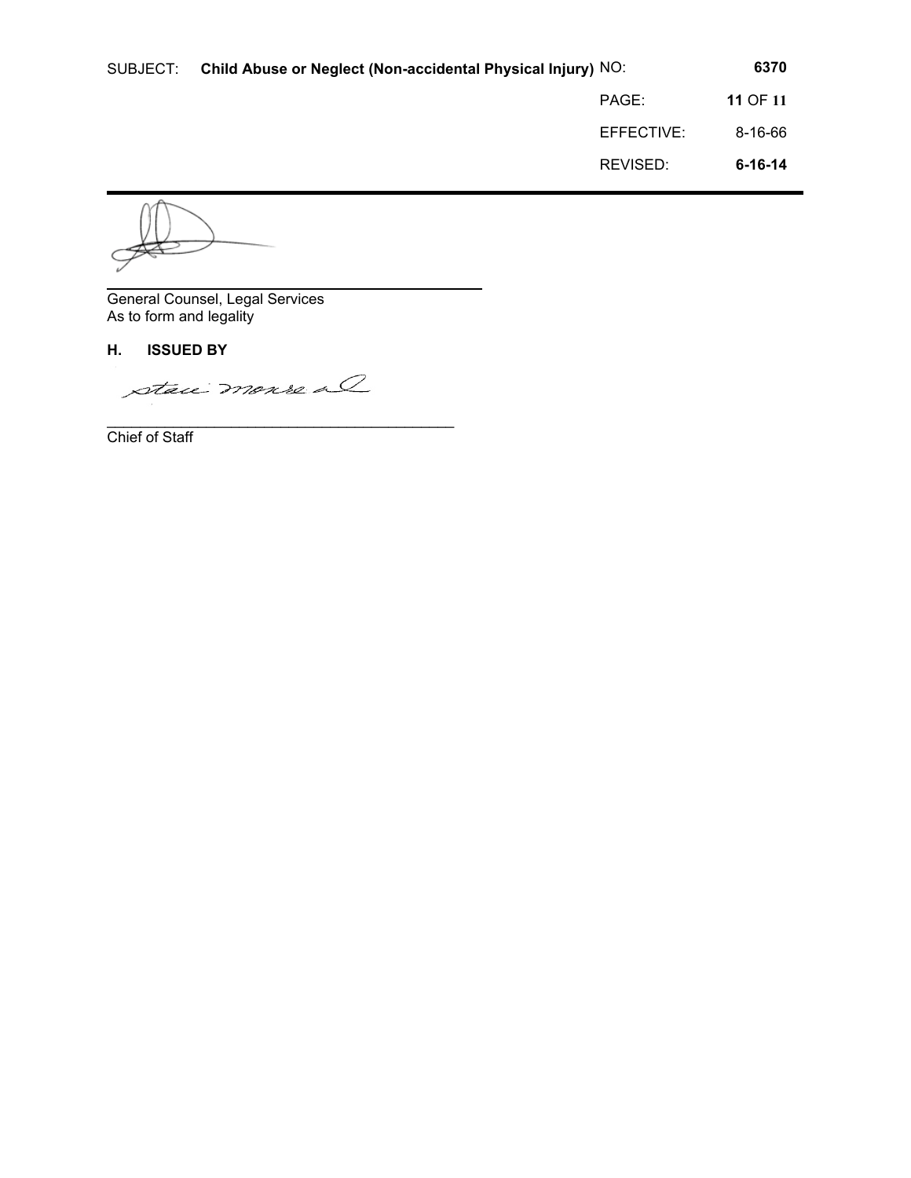General Counsel, Legal Services
As to form and legality

## H. ISSUED BY

Chief of Staff